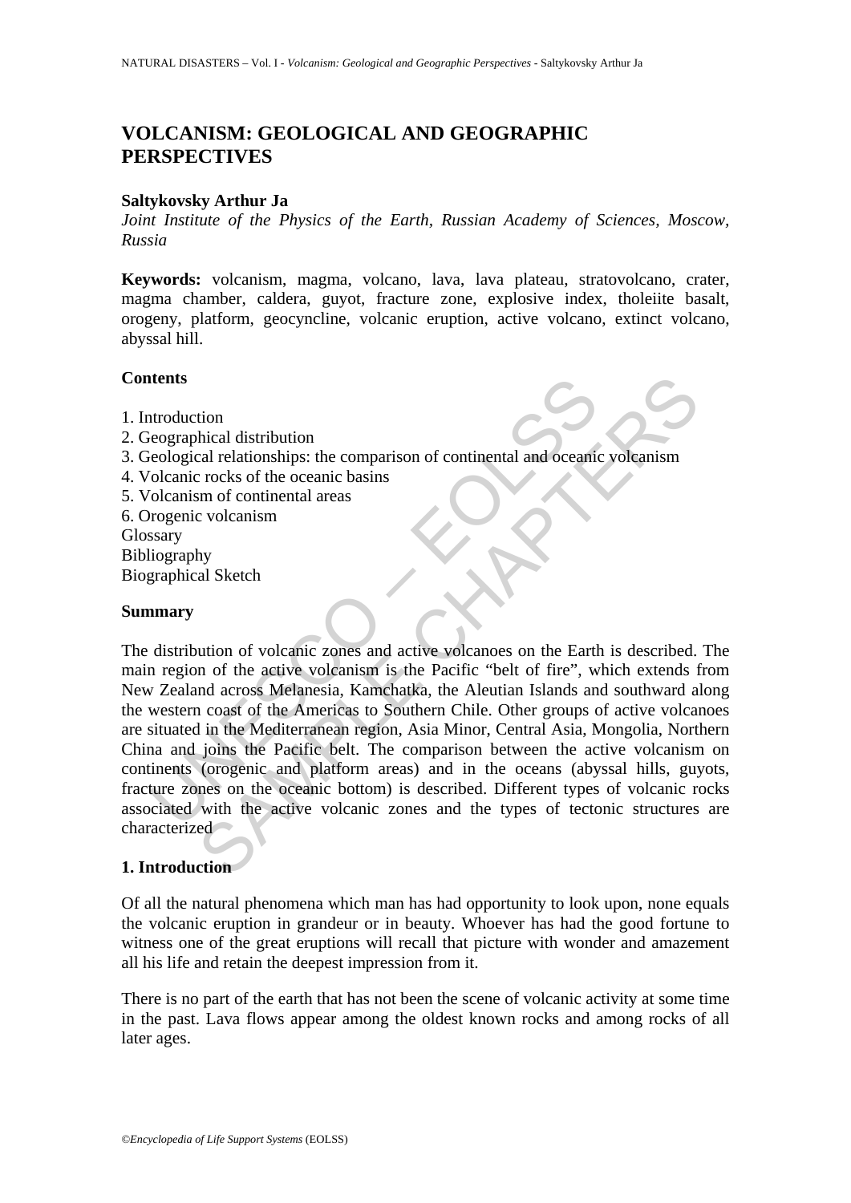# VOLCANISM: GEOLOGICAL AND GEOGRAPHIC PERSPECTIVES

**Saltykovsky Arthur Ja**

*Joint Institute of the Physics of the Earth, Russian Academy of Sciences, Moscow, Russia*

**Keywords:** volcanism, magma, volcano, lava, lava plateau, stratovolcano, crater, magma chamber, caldera, guyot, fracture zone, explosive index, tholeiite basalt, orogeny, platform, geocyncline, volcanic eruption, active volcano, extinct volcano, abyssal hill.

## Contents

1. Introduction
2. Geographical distribution
3. Geological relationships: the comparison of continental and oceanic volcanism
4. Volcanic rocks of the oceanic basins
5. Volcanism of continental areas
6. Orogenic volcanism

Glossary
Bibliography
Biographical Sketch

## Summary

The distribution of volcanic zones and active volcanoes on the Earth is described. The main region of the active volcanism is the Pacific "belt of fire", which extends from New Zealand across Melanesia, Kamchatka, the Aleutian Islands and southward along the western coast of the Americas to Southern Chile. Other groups of active volcanoes are situated in the Mediterranean region, Asia Minor, Central Asia, Mongolia, Northern China and joins the Pacific belt. The comparison between the active volcanism on continents (orogenic and platform areas) and in the oceans (abyssal hills, guyots, fracture zones on the oceanic bottom) is described. Different types of volcanic rocks associated with the active volcanic zones and the types of tectonic structures are characterized

## 1. Introduction

Of all the natural phenomena which man has had opportunity to look upon, none equals the volcanic eruption in grandeur or in beauty. Whoever has had the good fortune to witness one of the great eruptions will recall that picture with wonder and amazement all his life and retain the deepest impression from it.

There is no part of the earth that has not been the scene of volcanic activity at some time in the past. Lava flows appear among the oldest known rocks and among rocks of all later ages.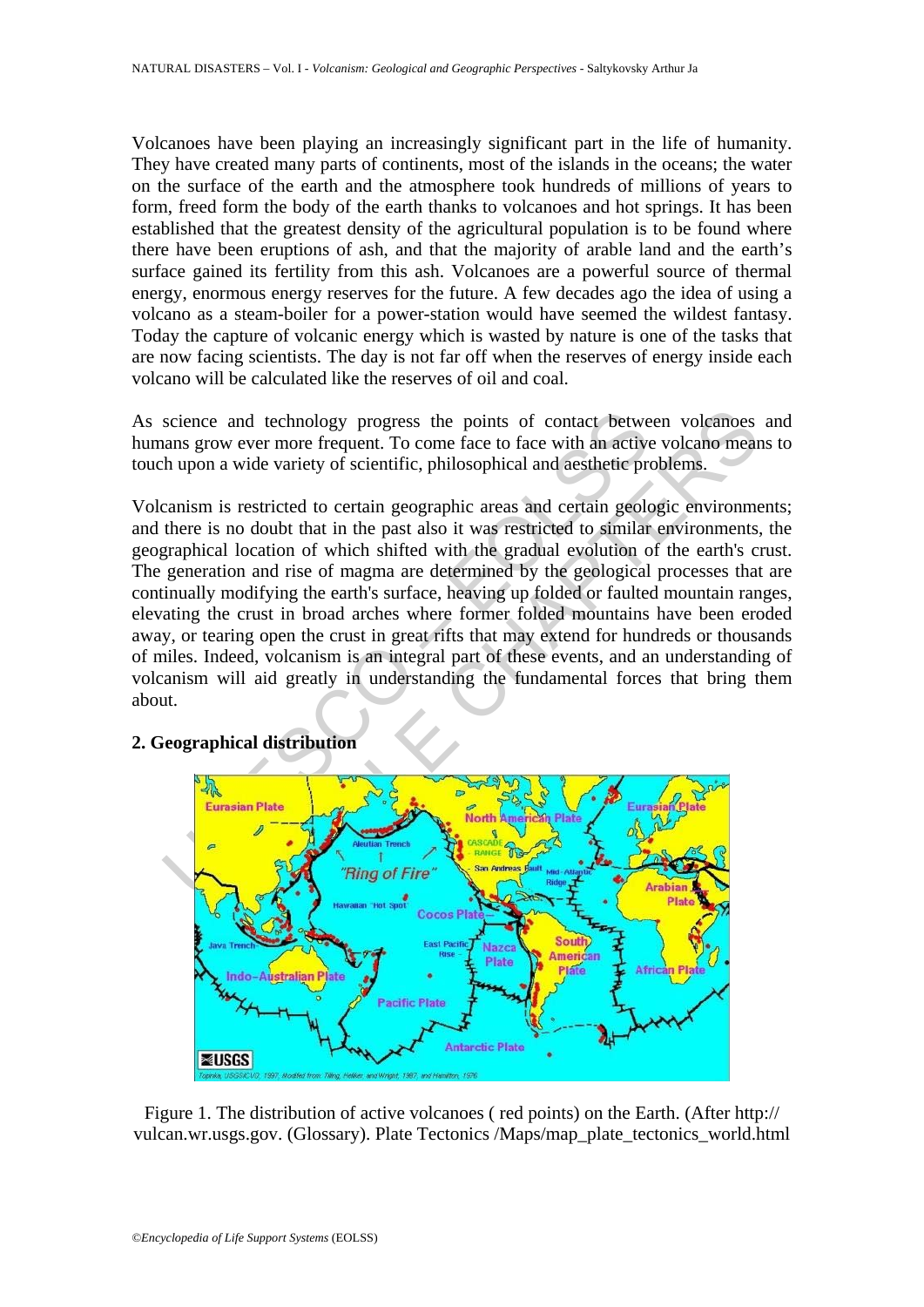Volcanoes have been playing an increasingly significant part in the life of humanity. They have created many parts of continents, most of the islands in the oceans; the water on the surface of the earth and the atmosphere took hundreds of millions of years to form, freed form the body of the earth thanks to volcanoes and hot springs. It has been established that the greatest density of the agricultural population is to be found where there have been eruptions of ash, and that the majority of arable land and the earth's surface gained its fertility from this ash. Volcanoes are a powerful source of thermal energy, enormous energy reserves for the future. A few decades ago the idea of using a volcano as a steam-boiler for a power-station would have seemed the wildest fantasy. Today the capture of volcanic energy which is wasted by nature is one of the tasks that are now facing scientists. The day is not far off when the reserves of energy inside each volcano will be calculated like the reserves of oil and coal.

As science and technology progress the points of contact between volcanoes and humans grow ever more frequent. To come face to face with an active volcano means to touch upon a wide variety of scientific, philosophical and aesthetic problems.

Volcanism is restricted to certain geographic areas and certain geologic environments; and there is no doubt that in the past also it was restricted to similar environments, the geographical location of which shifted with the gradual evolution of the earth's crust. The generation and rise of magma are determined by the geological processes that are continually modifying the earth's surface, heaving up folded or faulted mountain ranges, elevating the crust in broad arches where former folded mountains have been eroded away, or tearing open the crust in great rifts that may extend for hundreds or thousands of miles. Indeed, volcanism is an integral part of these events, and an understanding of volcanism will aid greatly in understanding the fundamental forces that bring them about.

## 2. Geographical distribution

Figure 1. The distribution of active volcanoes ( red points) on the Earth. (After http:// vulcan.wr.usgs.gov. (Glossary). Plate Tectonics /Maps/map_plate_tectonics_world.html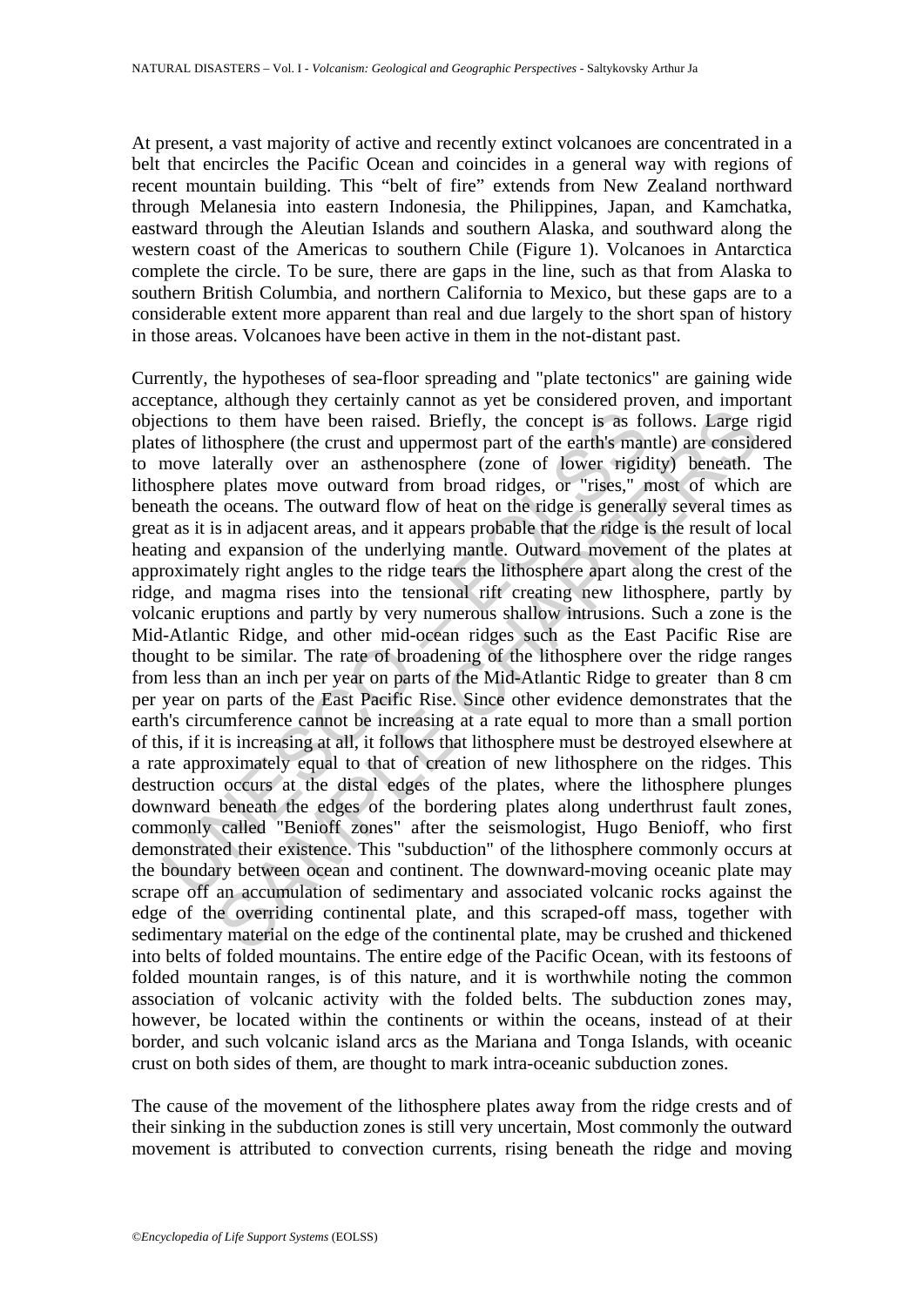At present, a vast majority of active and recently extinct volcanoes are concentrated in a belt that encircles the Pacific Ocean and coincides in a general way with regions of recent mountain building. This "belt of fire" extends from New Zealand northward through Melanesia into eastern Indonesia, the Philippines, Japan, and Kamchatka, eastward through the Aleutian Islands and southern Alaska, and southward along the western coast of the Americas to southern Chile (Figure 1). Volcanoes in Antarctica complete the circle. To be sure, there are gaps in the line, such as that from Alaska to southern British Columbia, and northern California to Mexico, but these gaps are to a considerable extent more apparent than real and due largely to the short span of history in those areas. Volcanoes have been active in them in the not-distant past.

Currently, the hypotheses of sea-floor spreading and "plate tectonics" are gaining wide acceptance, although they certainly cannot as yet be considered proven, and important objections to them have been raised. Briefly, the concept is as follows. Large rigid plates of lithosphere (the crust and uppermost part of the earth's mantle) are considered to move laterally over an asthenosphere (zone of lower rigidity) beneath. The lithosphere plates move outward from broad ridges, or "rises," most of which are beneath the oceans. The outward flow of heat on the ridge is generally several times as great as it is in adjacent areas, and it appears probable that the ridge is the result of local heating and expansion of the underlying mantle. Outward movement of the plates at approximately right angles to the ridge tears the lithosphere apart along the crest of the ridge, and magma rises into the tensional rift creating new lithosphere, partly by volcanic eruptions and partly by very numerous shallow intrusions. Such a zone is the Mid-Atlantic Ridge, and other mid-ocean ridges such as the East Pacific Rise are thought to be similar. The rate of broadening of the lithosphere over the ridge ranges from less than an inch per year on parts of the Mid-Atlantic Ridge to greater than 8 cm per year on parts of the East Pacific Rise. Since other evidence demonstrates that the earth's circumference cannot be increasing at a rate equal to more than a small portion of this, if it is increasing at all, it follows that lithosphere must be destroyed elsewhere at a rate approximately equal to that of creation of new lithosphere on the ridges. This destruction occurs at the distal edges of the plates, where the lithosphere plunges downward beneath the edges of the bordering plates along underthrust fault zones, commonly called "Benioff zones" after the seismologist, Hugo Benioff, who first demonstrated their existence. This "subduction" of the lithosphere commonly occurs at the boundary between ocean and continent. The downward-moving oceanic plate may scrape off an accumulation of sedimentary and associated volcanic rocks against the edge of the overriding continental plate, and this scraped-off mass, together with sedimentary material on the edge of the continental plate, may be crushed and thickened into belts of folded mountains. The entire edge of the Pacific Ocean, with its festoons of folded mountain ranges, is of this nature, and it is worthwhile noting the common association of volcanic activity with the folded belts. The subduction zones may, however, be located within the continents or within the oceans, instead of at their border, and such volcanic island arcs as the Mariana and Tonga Islands, with oceanic crust on both sides of them, are thought to mark intra-oceanic subduction zones.

The cause of the movement of the lithosphere plates away from the ridge crests and of their sinking in the subduction zones is still very uncertain, Most commonly the outward movement is attributed to convection currents, rising beneath the ridge and moving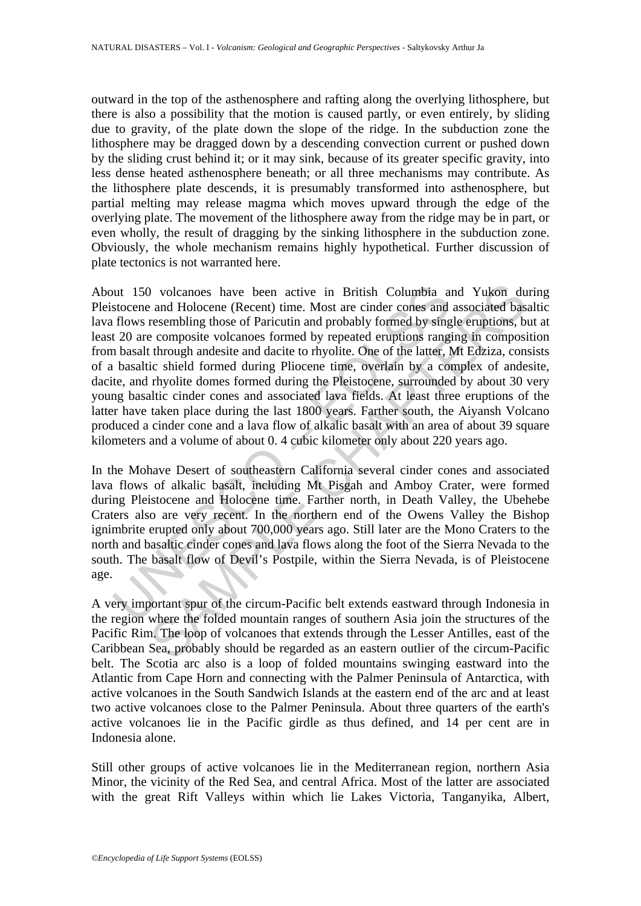outward in the top of the asthenosphere and rafting along the overlying lithosphere, but there is also a possibility that the motion is caused partly, or even entirely, by sliding due to gravity, of the plate down the slope of the ridge. In the subduction zone the lithosphere may be dragged down by a descending convection current or pushed down by the sliding crust behind it; or it may sink, because of its greater specific gravity, into less dense heated asthenosphere beneath; or all three mechanisms may contribute. As the lithosphere plate descends, it is presumably transformed into asthenosphere, but partial melting may release magma which moves upward through the edge of the overlying plate. The movement of the lithosphere away from the ridge may be in part, or even wholly, the result of dragging by the sinking lithosphere in the subduction zone. Obviously, the whole mechanism remains highly hypothetical. Further discussion of plate tectonics is not warranted here.

About 150 volcanoes have been active in British Columbia and Yukon during Pleistocene and Holocene (Recent) time. Most are cinder cones and associated basaltic lava flows resembling those of Paricutin and probably formed by single eruptions, but at least 20 are composite volcanoes formed by repeated eruptions ranging in composition from basalt through andesite and dacite to rhyolite. One of the latter, Mt Edziza, consists of a basaltic shield formed during Pliocene time, overlain by a complex of andesite, dacite, and rhyolite domes formed during the Pleistocene, surrounded by about 30 very young basaltic cinder cones and associated lava fields. At least three eruptions of the latter have taken place during the last 1800 years. Farther south, the Aiyansh Volcano produced a cinder cone and a lava flow of alkalic basalt with an area of about 39 square kilometers and a volume of about 0. 4 cubic kilometer only about 220 years ago.

In the Mohave Desert of southeastern California several cinder cones and associated lava flows of alkalic basalt, including Mt Pisgah and Amboy Crater, were formed during Pleistocene and Holocene time. Farther north, in Death Valley, the Ubehebe Craters also are very recent. In the northern end of the Owens Valley the Bishop ignimbrite erupted only about 700,000 years ago. Still later are the Mono Craters to the north and basaltic cinder cones and lava flows along the foot of the Sierra Nevada to the south. The basalt flow of Devil's Postpile, within the Sierra Nevada, is of Pleistocene age.

A very important spur of the circum-Pacific belt extends eastward through Indonesia in the region where the folded mountain ranges of southern Asia join the structures of the Pacific Rim. The loop of volcanoes that extends through the Lesser Antilles, east of the Caribbean Sea, probably should be regarded as an eastern outlier of the circum-Pacific belt. The Scotia arc also is a loop of folded mountains swinging eastward into the Atlantic from Cape Horn and connecting with the Palmer Peninsula of Antarctica, with active volcanoes in the South Sandwich Islands at the eastern end of the arc and at least two active volcanoes close to the Palmer Peninsula. About three quarters of the earth's active volcanoes lie in the Pacific girdle as thus defined, and 14 per cent are in Indonesia alone.

Still other groups of active volcanoes lie in the Mediterranean region, northern Asia Minor, the vicinity of the Red Sea, and central Africa. Most of the latter are associated with the great Rift Valleys within which lie Lakes Victoria, Tanganyika, Albert,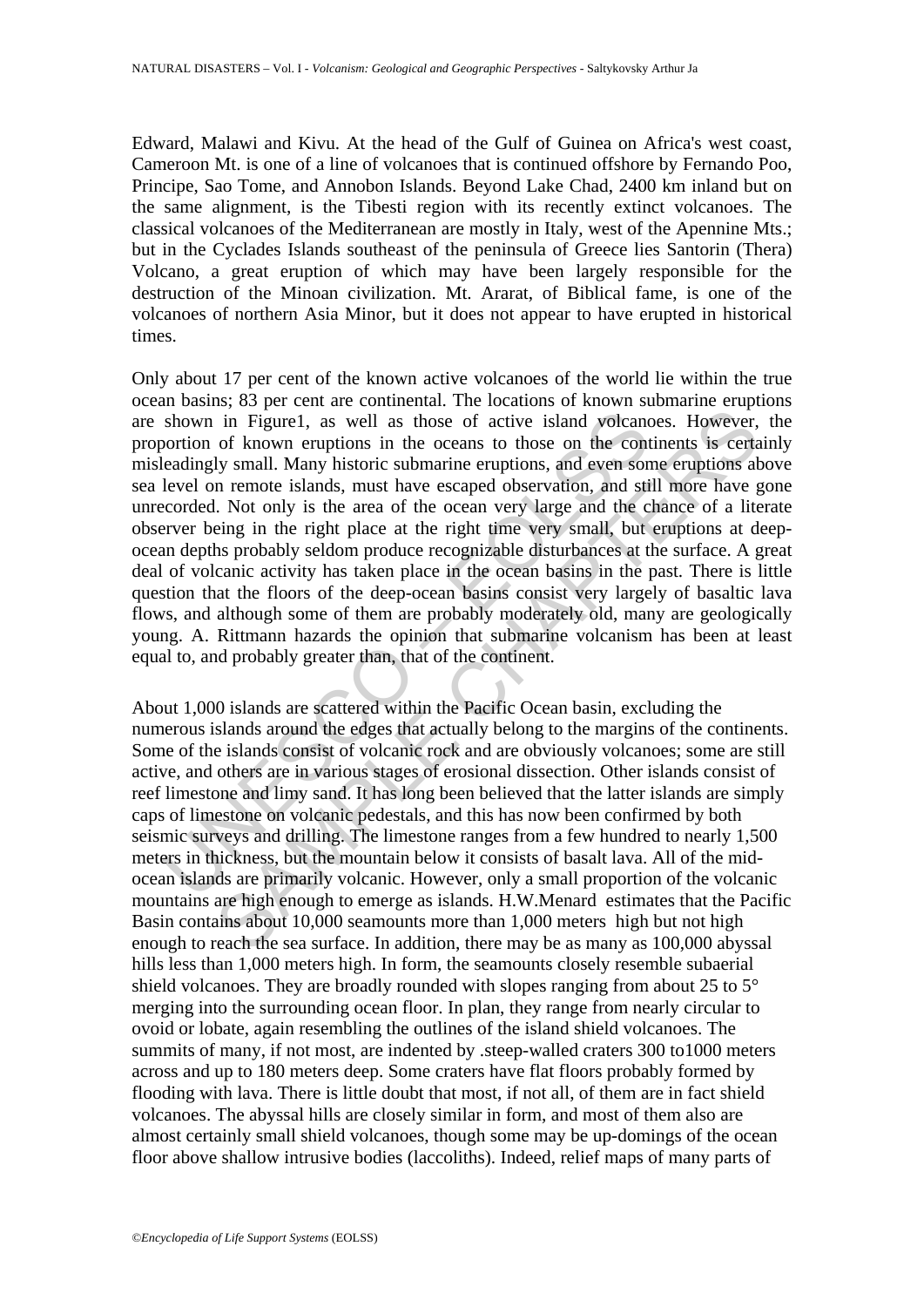Edward, Malawi and Kivu. At the head of the Gulf of Guinea on Africa's west coast, Cameroon Mt. is one of a line of volcanoes that is continued offshore by Fernando Poo, Principe, Sao Tome, and Annobon Islands. Beyond Lake Chad, 2400 km inland but on the same alignment, is the Tibesti region with its recently extinct volcanoes. The classical volcanoes of the Mediterranean are mostly in Italy, west of the Apennine Mts.; but in the Cyclades Islands southeast of the peninsula of Greece lies Santorin (Thera) Volcano, a great eruption of which may have been largely responsible for the destruction of the Minoan civilization. Mt. Ararat, of Biblical fame, is one of the volcanoes of northern Asia Minor, but it does not appear to have erupted in historical times.

Only about 17 per cent of the known active volcanoes of the world lie within the true ocean basins; 83 per cent are continental. The locations of known submarine eruptions are shown in Figure1, as well as those of active island volcanoes. However, the proportion of known eruptions in the oceans to those on the continents is certainly misleadingly small. Many historic submarine eruptions, and even some eruptions above sea level on remote islands, must have escaped observation, and still more have gone unrecorded. Not only is the area of the ocean very large and the chance of a literate observer being in the right place at the right time very small, but eruptions at deep-ocean depths probably seldom produce recognizable disturbances at the surface. A great deal of volcanic activity has taken place in the ocean basins in the past. There is little question that the floors of the deep-ocean basins consist very largely of basaltic lava flows, and although some of them are probably moderately old, many are geologically young. A. Rittmann hazards the opinion that submarine volcanism has been at least equal to, and probably greater than, that of the continent.

About 1,000 islands are scattered within the Pacific Ocean basin, excluding the numerous islands around the edges that actually belong to the margins of the continents. Some of the islands consist of volcanic rock and are obviously volcanoes; some are still active, and others are in various stages of erosional dissection. Other islands consist of reef limestone and limy sand. It has long been believed that the latter islands are simply caps of limestone on volcanic pedestals, and this has now been confirmed by both seismic surveys and drilling. The limestone ranges from a few hundred to nearly 1,500 meters in thickness, but the mountain below it consists of basalt lava. All of the mid-ocean islands are primarily volcanic. However, only a small proportion of the volcanic mountains are high enough to emerge as islands. H.W.Menard estimates that the Pacific Basin contains about 10,000 seamounts more than 1,000 meters high but not high enough to reach the sea surface. In addition, there may be as many as 100,000 abyssal hills less than 1,000 meters high. In form, the seamounts closely resemble subaerial shield volcanoes. They are broadly rounded with slopes ranging from about 25 to 5° merging into the surrounding ocean floor. In plan, they range from nearly circular to ovoid or lobate, again resembling the outlines of the island shield volcanoes. The summits of many, if not most, are indented by .steep-walled craters 300 to1000 meters across and up to 180 meters deep. Some craters have flat floors probably formed by flooding with lava. There is little doubt that most, if not all, of them are in fact shield volcanoes. The abyssal hills are closely similar in form, and most of them also are almost certainly small shield volcanoes, though some may be up-domings of the ocean floor above shallow intrusive bodies (laccoliths). Indeed, relief maps of many parts of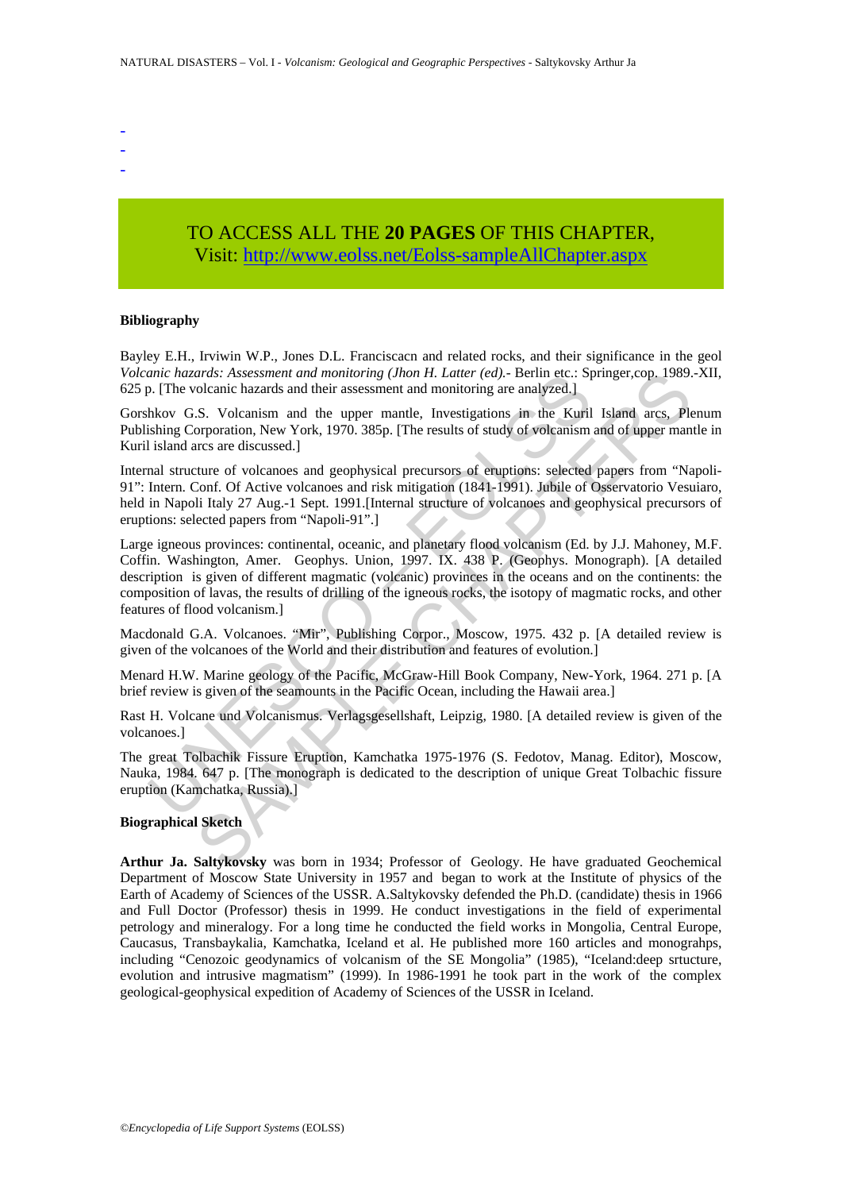-
-
-

TO ACCESS ALL THE **20 PAGES** OF THIS CHAPTER,
Visit: http://www.eolss.net/Eolss-sampleAllChapter.aspx

**Bibliography**

Bayley E.H., Irviwin W.P., Jones D.L. Franciscacn and related rocks, and their significance in the geol *Volcanic hazards: Assessment and monitoring (Jhon H. Latter (ed).*- Berlin etc.: Springer,cop. 1989.-XII, 625 p. [The volcanic hazards and their assessment and monitoring are analyzed.]

Gorshkov G.S. Volcanism and the upper mantle, Investigations in the Kuril Island arcs, Plenum Publishing Corporation, New York, 1970. 385p. [The results of study of volcanism and of upper mantle in Kuril island arcs are discussed.]

Internal structure of volcanoes and geophysical precursors of eruptions: selected papers from "Napoli-91": Intern. Conf. Of Active volcanoes and risk mitigation (1841-1991). Jubile of Osservatorio Vesuiaro, held in Napoli Italy 27 Aug.-1 Sept. 1991.[Internal structure of volcanoes and geophysical precursors of eruptions: selected papers from "Napoli-91".]

Large igneous provinces: continental, oceanic, and planetary flood volcanism (Ed. by J.J. Mahoney, M.F. Coffin. Washington, Amer. Geophys. Union, 1997. IX. 438 P. (Geophys. Monograph). [A detailed description is given of different magmatic (volcanic) provinces in the oceans and on the continents: the composition of lavas, the results of drilling of the igneous rocks, the isotopy of magmatic rocks, and other features of flood volcanism.]

Macdonald G.A. Volcanoes. "Mir", Publishing Corpor., Moscow, 1975. 432 p. [A detailed review is given of the volcanoes of the World and their distribution and features of evolution.]

Menard H.W. Marine geology of the Pacific, McGraw-Hill Book Company, New-York, 1964. 271 p. [A brief review is given of the seamounts in the Pacific Ocean, including the Hawaii area.]

Rast H. Volcane und Volcanismus. Verlagsgesellshaft, Leipzig, 1980. [A detailed review is given of the volcanoes.]

The great Tolbachik Fissure Eruption, Kamchatka 1975-1976 (S. Fedotov, Manag. Editor), Moscow, Nauka, 1984. 647 p. [The monograph is dedicated to the description of unique Great Tolbachic fissure eruption (Kamchatka, Russia).]

**Biographical Sketch**

**Arthur Ja. Saltykovsky** was born in 1934; Professor of Geology. He have graduated Geochemical Department of Moscow State University in 1957 and began to work at the Institute of physics of the Earth of Academy of Sciences of the USSR. A.Saltykovsky defended the Ph.D. (candidate) thesis in 1966 and Full Doctor (Professor) thesis in 1999. He conduct investigations in the field of experimental petrology and mineralogy. For a long time he conducted the field works in Mongolia, Central Europe, Caucasus, Transbaykalia, Kamchatka, Iceland et al. He published more 160 articles and monograhps, including "Cenozoic geodynamics of volcanism of the SE Mongolia" (1985), "Iceland:deep srtucture, evolution and intrusive magmatism" (1999). In 1986-1991 he took part in the work of the complex geological-geophysical expedition of Academy of Sciences of the USSR in Iceland.